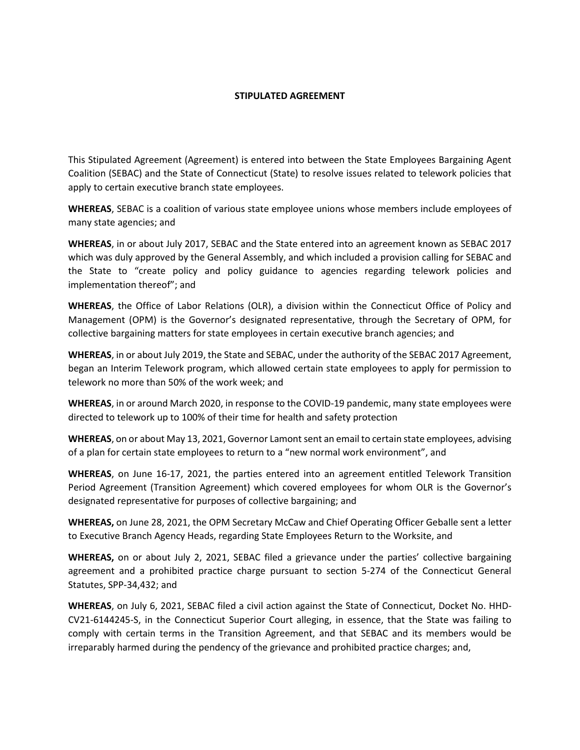**STIPULATED AGREEMENT**

This Stipulated Agreement (Agreement) is entered into between the State Employees Bargaining Agent Coalition (SEBAC) and the State of Connecticut (State) to resolve issues related to telework policies that apply to certain executive branch state employees.

**WHEREAS**, SEBAC is a coalition of various state employee unions whose members include employees of many state agencies; and

**WHEREAS**, in or about July 2017, SEBAC and the State entered into an agreement known as SEBAC 2017 which was duly approved by the General Assembly, and which included a provision calling for SEBAC and the State to "create policy and policy guidance to agencies regarding telework policies and implementation thereof"; and

**WHEREAS**, the Office of Labor Relations (OLR), a division within the Connecticut Office of Policy and Management (OPM) is the Governor's designated representative, through the Secretary of OPM, for collective bargaining matters for state employees in certain executive branch agencies; and

**WHEREAS**, in or about July 2019, the State and SEBAC, under the authority of the SEBAC 2017 Agreement, began an Interim Telework program, which allowed certain state employees to apply for permission to telework no more than 50% of the work week; and

**WHEREAS**, in or around March 2020, in response to the COVID-19 pandemic, many state employees were directed to telework up to 100% of their time for health and safety protection

**WHEREAS**, on or about May 13, 2021, Governor Lamont sent an email to certain state employees, advising of a plan for certain state employees to return to a "new normal work environment", and

**WHEREAS**, on June 16-17, 2021, the parties entered into an agreement entitled Telework Transition Period Agreement (Transition Agreement) which covered employees for whom OLR is the Governor's designated representative for purposes of collective bargaining; and

**WHEREAS,** on June 28, 2021, the OPM Secretary McCaw and Chief Operating Officer Geballe sent a letter to Executive Branch Agency Heads, regarding State Employees Return to the Worksite, and

**WHEREAS,** on or about July 2, 2021, SEBAC filed a grievance under the parties' collective bargaining agreement and a prohibited practice charge pursuant to section 5-274 of the Connecticut General Statutes, SPP-34,432; and

**WHEREAS**, on July 6, 2021, SEBAC filed a civil action against the State of Connecticut, Docket No. HHD-CV21-6144245-S, in the Connecticut Superior Court alleging, in essence, that the State was failing to comply with certain terms in the Transition Agreement, and that SEBAC and its members would be irreparably harmed during the pendency of the grievance and prohibited practice charges; and,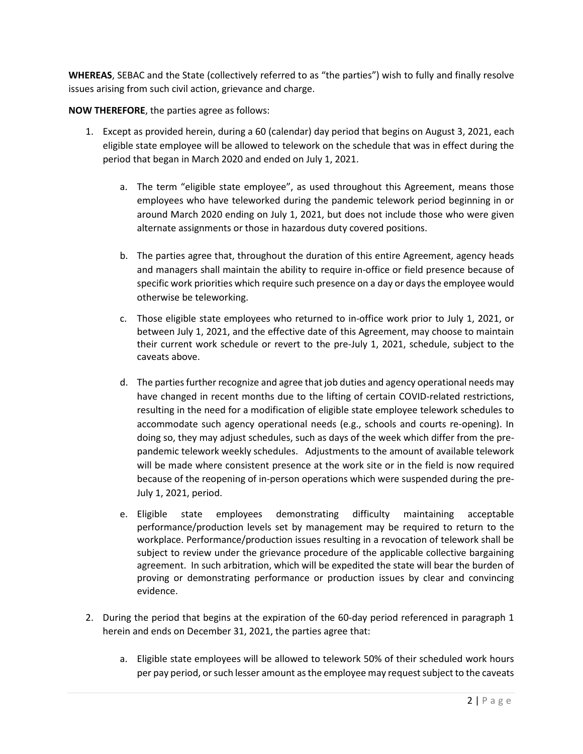**WHEREAS**, SEBAC and the State (collectively referred to as "the parties") wish to fully and finally resolve issues arising from such civil action, grievance and charge.

**NOW THEREFORE**, the parties agree as follows:

1. Except as provided herein, during a 60 (calendar) day period that begins on August 3, 2021, each eligible state employee will be allowed to telework on the schedule that was in effect during the period that began in March 2020 and ended on July 1, 2021.

   a. The term "eligible state employee", as used throughout this Agreement, means those employees who have teleworked during the pandemic telework period beginning in or around March 2020 ending on July 1, 2021, but does not include those who were given alternate assignments or those in hazardous duty covered positions.

   b. The parties agree that, throughout the duration of this entire Agreement, agency heads and managers shall maintain the ability to require in-office or field presence because of specific work priorities which require such presence on a day or days the employee would otherwise be teleworking.

   c. Those eligible state employees who returned to in-office work prior to July 1, 2021, or between July 1, 2021, and the effective date of this Agreement, may choose to maintain their current work schedule or revert to the pre-July 1, 2021, schedule, subject to the caveats above.

   d. The parties further recognize and agree that job duties and agency operational needs may have changed in recent months due to the lifting of certain COVID-related restrictions, resulting in the need for a modification of eligible state employee telework schedules to accommodate such agency operational needs (e.g., schools and courts re-opening). In doing so, they may adjust schedules, such as days of the week which differ from the pre-pandemic telework weekly schedules. Adjustments to the amount of available telework will be made where consistent presence at the work site or in the field is now required because of the reopening of in-person operations which were suspended during the pre-July 1, 2021, period.

   e. Eligible state employees demonstrating difficulty maintaining acceptable performance/production levels set by management may be required to return to the workplace. Performance/production issues resulting in a revocation of telework shall be subject to review under the grievance procedure of the applicable collective bargaining agreement. In such arbitration, which will be expedited the state will bear the burden of proving or demonstrating performance or production issues by clear and convincing evidence.

2. During the period that begins at the expiration of the 60-day period referenced in paragraph 1 herein and ends on December 31, 2021, the parties agree that:

   a. Eligible state employees will be allowed to telework 50% of their scheduled work hours per pay period, or such lesser amount as the employee may request subject to the caveats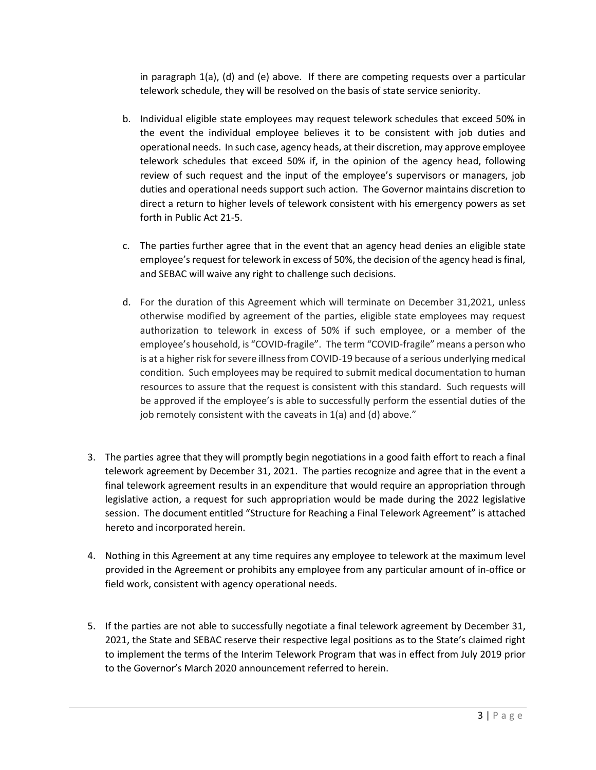in paragraph 1(a), (d) and (e) above. If there are competing requests over a particular telework schedule, they will be resolved on the basis of state service seniority.

b. Individual eligible state employees may request telework schedules that exceed 50% in the event the individual employee believes it to be consistent with job duties and operational needs. In such case, agency heads, at their discretion, may approve employee telework schedules that exceed 50% if, in the opinion of the agency head, following review of such request and the input of the employee's supervisors or managers, job duties and operational needs support such action. The Governor maintains discretion to direct a return to higher levels of telework consistent with his emergency powers as set forth in Public Act 21-5.

c. The parties further agree that in the event that an agency head denies an eligible state employee's request for telework in excess of 50%, the decision of the agency head is final, and SEBAC will waive any right to challenge such decisions.

d. For the duration of this Agreement which will terminate on December 31,2021, unless otherwise modified by agreement of the parties, eligible state employees may request authorization to telework in excess of 50% if such employee, or a member of the employee's household, is "COVID-fragile". The term "COVID-fragile" means a person who is at a higher risk for severe illness from COVID-19 because of a serious underlying medical condition. Such employees may be required to submit medical documentation to human resources to assure that the request is consistent with this standard. Such requests will be approved if the employee's is able to successfully perform the essential duties of the job remotely consistent with the caveats in 1(a) and (d) above."

3. The parties agree that they will promptly begin negotiations in a good faith effort to reach a final telework agreement by December 31, 2021. The parties recognize and agree that in the event a final telework agreement results in an expenditure that would require an appropriation through legislative action, a request for such appropriation would be made during the 2022 legislative session. The document entitled "Structure for Reaching a Final Telework Agreement" is attached hereto and incorporated herein.

4. Nothing in this Agreement at any time requires any employee to telework at the maximum level provided in the Agreement or prohibits any employee from any particular amount of in-office or field work, consistent with agency operational needs.

5. If the parties are not able to successfully negotiate a final telework agreement by December 31, 2021, the State and SEBAC reserve their respective legal positions as to the State's claimed right to implement the terms of the Interim Telework Program that was in effect from July 2019 prior to the Governor's March 2020 announcement referred to herein.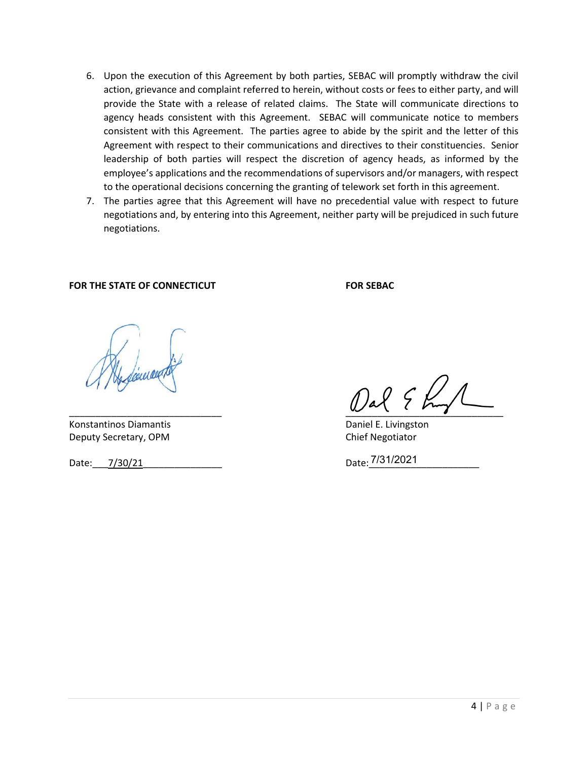6. Upon the execution of this Agreement by both parties, SEBAC will promptly withdraw the civil action, grievance and complaint referred to herein, without costs or fees to either party, and will provide the State with a release of related claims. The State will communicate directions to agency heads consistent with this Agreement. SEBAC will communicate notice to members consistent with this Agreement. The parties agree to abide by the spirit and the letter of this Agreement with respect to their communications and directives to their constituencies. Senior leadership of both parties will respect the discretion of agency heads, as informed by the employee's applications and the recommendations of supervisors and/or managers, with respect to the operational decisions concerning the granting of telework set forth in this agreement.
7. The parties agree that this Agreement will have no precedential value with respect to future negotiations and, by entering into this Agreement, neither party will be prejudiced in such future negotiations.

**FOR THE STATE OF CONNECTICUT**

_______________________________

Konstantinos Diamantis
Deputy Secretary, OPM

Date: 7/30/21

**FOR SEBAC**

_______________________________

Daniel E. Livingston
Chief Negotiator

Date: 7/31/2021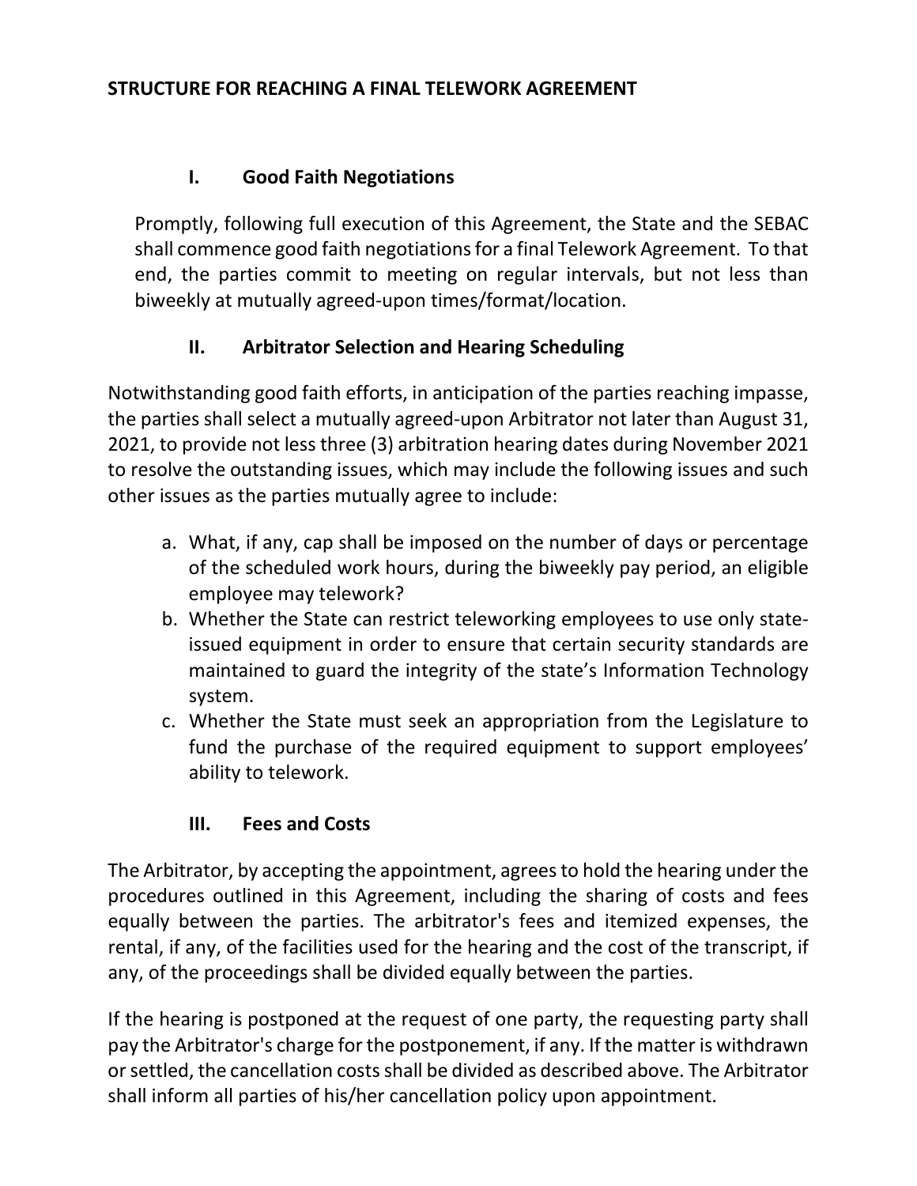**STRUCTURE FOR REACHING A FINAL TELEWORK AGREEMENT**

## I. Good Faith Negotiations

Promptly, following full execution of this Agreement, the State and the SEBAC shall commence good faith negotiations for a final Telework Agreement. To that end, the parties commit to meeting on regular intervals, but not less than biweekly at mutually agreed-upon times/format/location.

## II. Arbitrator Selection and Hearing Scheduling

Notwithstanding good faith efforts, in anticipation of the parties reaching impasse, the parties shall select a mutually agreed-upon Arbitrator not later than August 31, 2021, to provide not less three (3) arbitration hearing dates during November 2021 to resolve the outstanding issues, which may include the following issues and such other issues as the parties mutually agree to include:

a. What, if any, cap shall be imposed on the number of days or percentage of the scheduled work hours, during the biweekly pay period, an eligible employee may telework?
b. Whether the State can restrict teleworking employees to use only state-issued equipment in order to ensure that certain security standards are maintained to guard the integrity of the state's Information Technology system.
c. Whether the State must seek an appropriation from the Legislature to fund the purchase of the required equipment to support employees' ability to telework.

## III. Fees and Costs

The Arbitrator, by accepting the appointment, agrees to hold the hearing under the procedures outlined in this Agreement, including the sharing of costs and fees equally between the parties. The arbitrator's fees and itemized expenses, the rental, if any, of the facilities used for the hearing and the cost of the transcript, if any, of the proceedings shall be divided equally between the parties.

If the hearing is postponed at the request of one party, the requesting party shall pay the Arbitrator's charge for the postponement, if any. If the matter is withdrawn or settled, the cancellation costs shall be divided as described above. The Arbitrator shall inform all parties of his/her cancellation policy upon appointment.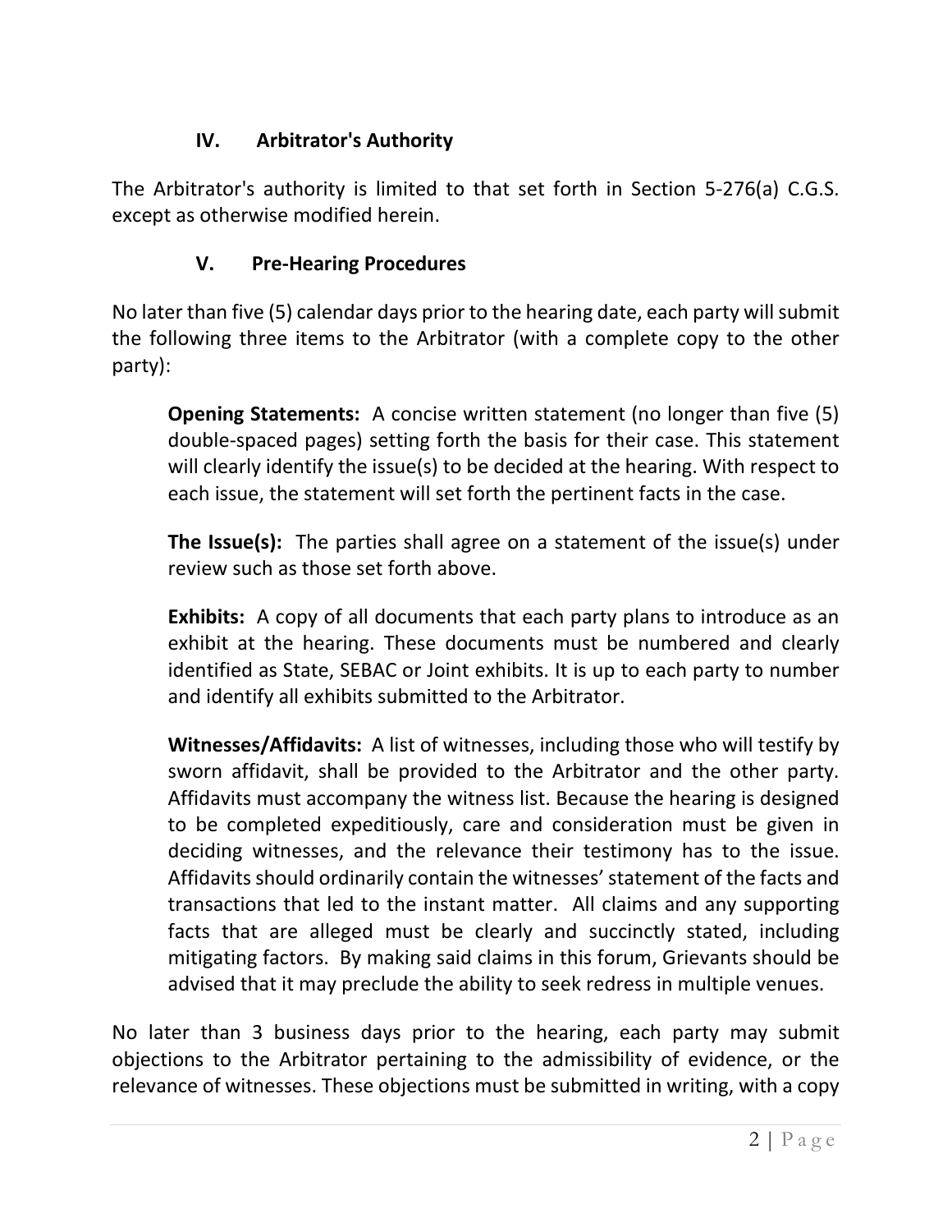## IV. Arbitrator's Authority

The Arbitrator's authority is limited to that set forth in Section 5-276(a) C.G.S. except as otherwise modified herein.

## V. Pre-Hearing Procedures

No later than five (5) calendar days prior to the hearing date, each party will submit the following three items to the Arbitrator (with a complete copy to the other party):

> **Opening Statements:** A concise written statement (no longer than five (5) double-spaced pages) setting forth the basis for their case. This statement will clearly identify the issue(s) to be decided at the hearing. With respect to each issue, the statement will set forth the pertinent facts in the case.
>
> **The Issue(s):** The parties shall agree on a statement of the issue(s) under review such as those set forth above.
>
> **Exhibits:** A copy of all documents that each party plans to introduce as an exhibit at the hearing. These documents must be numbered and clearly identified as State, SEBAC or Joint exhibits. It is up to each party to number and identify all exhibits submitted to the Arbitrator.
>
> **Witnesses/Affidavits:** A list of witnesses, including those who will testify by sworn affidavit, shall be provided to the Arbitrator and the other party. Affidavits must accompany the witness list. Because the hearing is designed to be completed expeditiously, care and consideration must be given in deciding witnesses, and the relevance their testimony has to the issue. Affidavits should ordinarily contain the witnesses' statement of the facts and transactions that led to the instant matter. All claims and any supporting facts that are alleged must be clearly and succinctly stated, including mitigating factors. By making said claims in this forum, Grievants should be advised that it may preclude the ability to seek redress in multiple venues.

No later than 3 business days prior to the hearing, each party may submit objections to the Arbitrator pertaining to the admissibility of evidence, or the relevance of witnesses. These objections must be submitted in writing, with a copy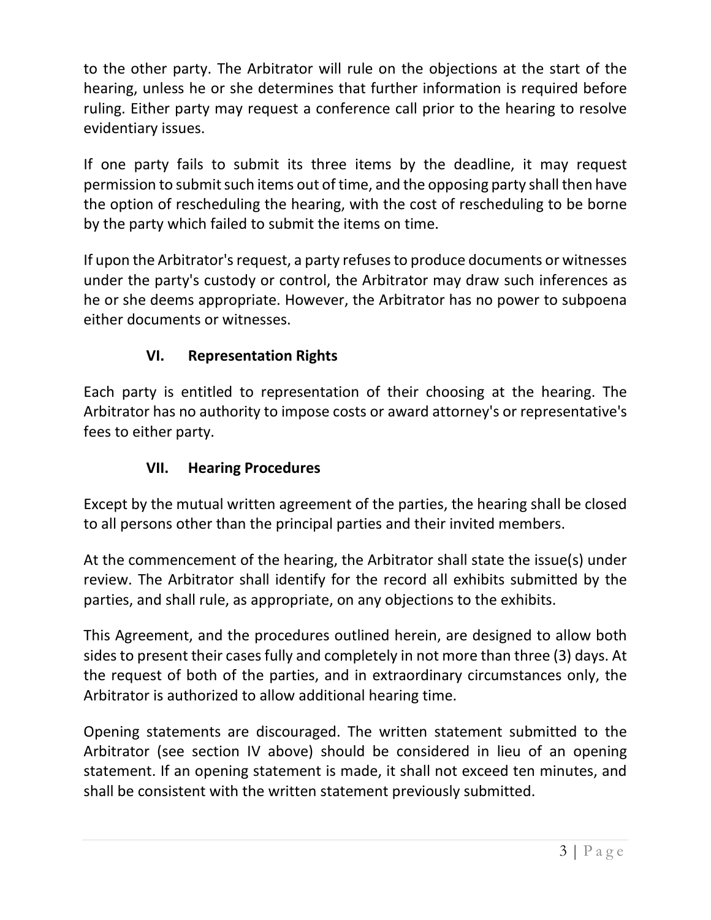to the other party. The Arbitrator will rule on the objections at the start of the hearing, unless he or she determines that further information is required before ruling. Either party may request a conference call prior to the hearing to resolve evidentiary issues.

If one party fails to submit its three items by the deadline, it may request permission to submit such items out of time, and the opposing party shall then have the option of rescheduling the hearing, with the cost of rescheduling to be borne by the party which failed to submit the items on time.

If upon the Arbitrator's request, a party refuses to produce documents or witnesses under the party's custody or control, the Arbitrator may draw such inferences as he or she deems appropriate. However, the Arbitrator has no power to subpoena either documents or witnesses.

## VI. Representation Rights

Each party is entitled to representation of their choosing at the hearing. The Arbitrator has no authority to impose costs or award attorney's or representative's fees to either party.

## VII. Hearing Procedures

Except by the mutual written agreement of the parties, the hearing shall be closed to all persons other than the principal parties and their invited members.

At the commencement of the hearing, the Arbitrator shall state the issue(s) under review. The Arbitrator shall identify for the record all exhibits submitted by the parties, and shall rule, as appropriate, on any objections to the exhibits.

This Agreement, and the procedures outlined herein, are designed to allow both sides to present their cases fully and completely in not more than three (3) days. At the request of both of the parties, and in extraordinary circumstances only, the Arbitrator is authorized to allow additional hearing time.

Opening statements are discouraged. The written statement submitted to the Arbitrator (see section IV above) should be considered in lieu of an opening statement. If an opening statement is made, it shall not exceed ten minutes, and shall be consistent with the written statement previously submitted.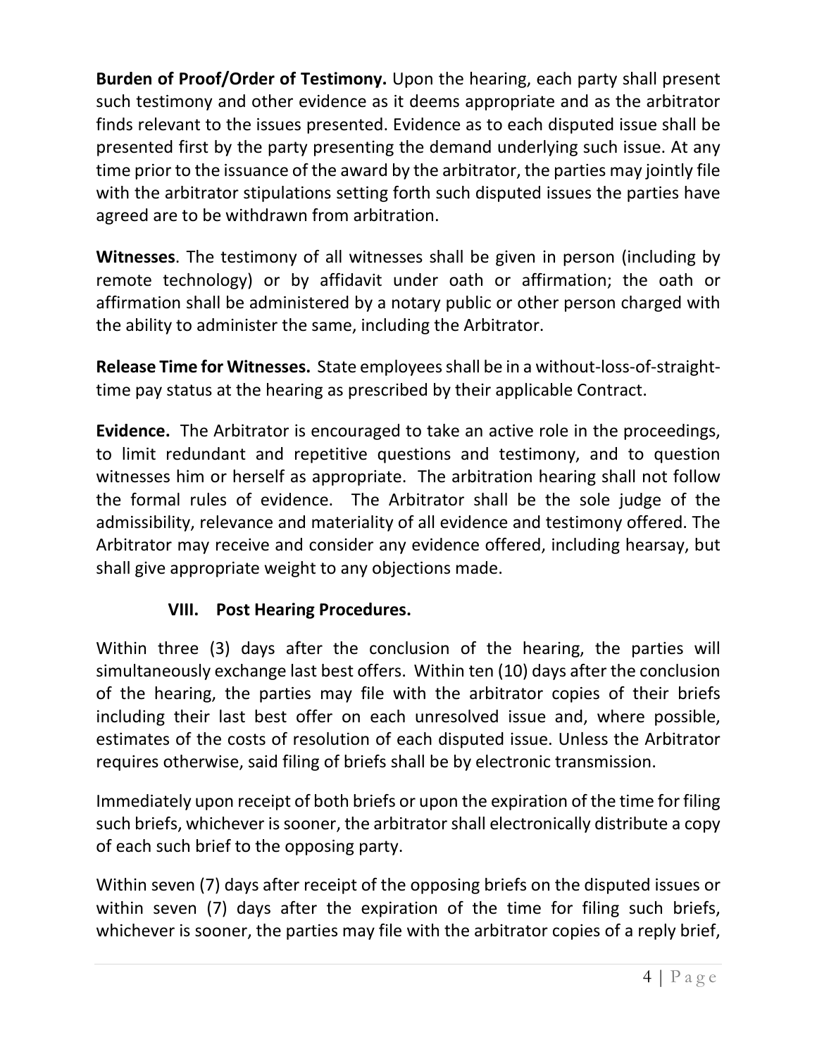**Burden of Proof/Order of Testimony.** Upon the hearing, each party shall present such testimony and other evidence as it deems appropriate and as the arbitrator finds relevant to the issues presented. Evidence as to each disputed issue shall be presented first by the party presenting the demand underlying such issue. At any time prior to the issuance of the award by the arbitrator, the parties may jointly file with the arbitrator stipulations setting forth such disputed issues the parties have agreed are to be withdrawn from arbitration.

**Witnesses**. The testimony of all witnesses shall be given in person (including by remote technology) or by affidavit under oath or affirmation; the oath or affirmation shall be administered by a notary public or other person charged with the ability to administer the same, including the Arbitrator.

**Release Time for Witnesses.** State employees shall be in a without-loss-of-straight-time pay status at the hearing as prescribed by their applicable Contract.

**Evidence.** The Arbitrator is encouraged to take an active role in the proceedings, to limit redundant and repetitive questions and testimony, and to question witnesses him or herself as appropriate. The arbitration hearing shall not follow the formal rules of evidence. The Arbitrator shall be the sole judge of the admissibility, relevance and materiality of all evidence and testimony offered. The Arbitrator may receive and consider any evidence offered, including hearsay, but shall give appropriate weight to any objections made.

## VIII. Post Hearing Procedures.

Within three (3) days after the conclusion of the hearing, the parties will simultaneously exchange last best offers. Within ten (10) days after the conclusion of the hearing, the parties may file with the arbitrator copies of their briefs including their last best offer on each unresolved issue and, where possible, estimates of the costs of resolution of each disputed issue. Unless the Arbitrator requires otherwise, said filing of briefs shall be by electronic transmission.

Immediately upon receipt of both briefs or upon the expiration of the time for filing such briefs, whichever is sooner, the arbitrator shall electronically distribute a copy of each such brief to the opposing party.

Within seven (7) days after receipt of the opposing briefs on the disputed issues or within seven (7) days after the expiration of the time for filing such briefs, whichever is sooner, the parties may file with the arbitrator copies of a reply brief,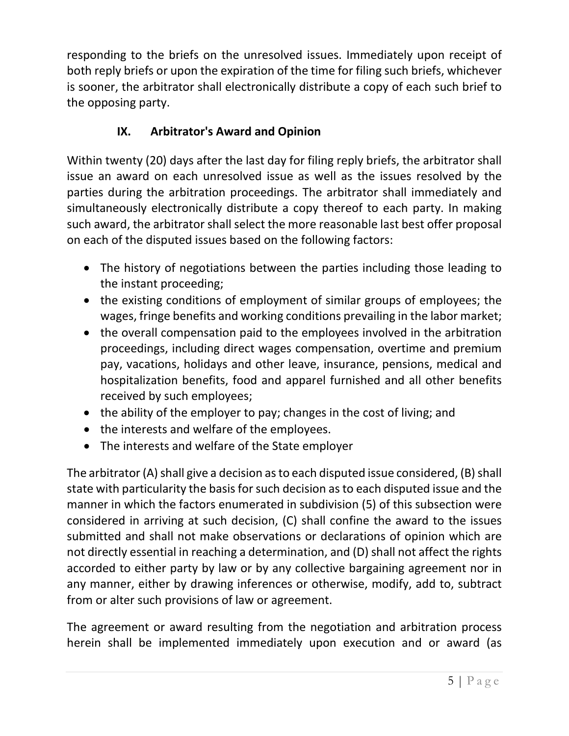responding to the briefs on the unresolved issues. Immediately upon receipt of both reply briefs or upon the expiration of the time for filing such briefs, whichever is sooner, the arbitrator shall electronically distribute a copy of each such brief to the opposing party.

## IX. Arbitrator's Award and Opinion

Within twenty (20) days after the last day for filing reply briefs, the arbitrator shall issue an award on each unresolved issue as well as the issues resolved by the parties during the arbitration proceedings. The arbitrator shall immediately and simultaneously electronically distribute a copy thereof to each party. In making such award, the arbitrator shall select the more reasonable last best offer proposal on each of the disputed issues based on the following factors:

- The history of negotiations between the parties including those leading to the instant proceeding;
- the existing conditions of employment of similar groups of employees; the wages, fringe benefits and working conditions prevailing in the labor market;
- the overall compensation paid to the employees involved in the arbitration proceedings, including direct wages compensation, overtime and premium pay, vacations, holidays and other leave, insurance, pensions, medical and hospitalization benefits, food and apparel furnished and all other benefits received by such employees;
- the ability of the employer to pay; changes in the cost of living; and
- the interests and welfare of the employees.
- The interests and welfare of the State employer

The arbitrator (A) shall give a decision as to each disputed issue considered, (B) shall state with particularity the basis for such decision as to each disputed issue and the manner in which the factors enumerated in subdivision (5) of this subsection were considered in arriving at such decision, (C) shall confine the award to the issues submitted and shall not make observations or declarations of opinion which are not directly essential in reaching a determination, and (D) shall not affect the rights accorded to either party by law or by any collective bargaining agreement nor in any manner, either by drawing inferences or otherwise, modify, add to, subtract from or alter such provisions of law or agreement.

The agreement or award resulting from the negotiation and arbitration process herein shall be implemented immediately upon execution and or award (as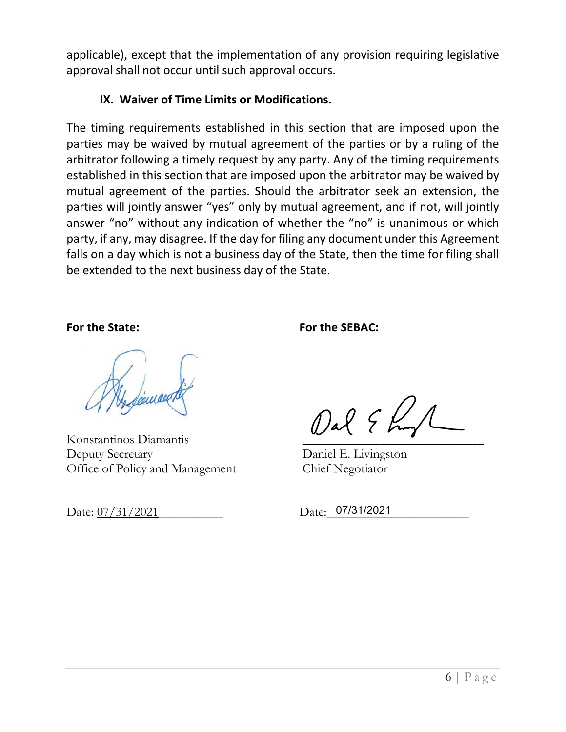applicable), except that the implementation of any provision requiring legislative approval shall not occur until such approval occurs.

### IX. Waiver of Time Limits or Modifications.

The timing requirements established in this section that are imposed upon the parties may be waived by mutual agreement of the parties or by a ruling of the arbitrator following a timely request by any party. Any of the timing requirements established in this section that are imposed upon the arbitrator may be waived by mutual agreement of the parties. Should the arbitrator seek an extension, the parties will jointly answer "yes" only by mutual agreement, and if not, will jointly answer "no" without any indication of whether the "no" is unanimous or which party, if any, may disagree. If the day for filing any document under this Agreement falls on a day which is not a business day of the State, then the time for filing shall be extended to the next business day of the State.

**For the State:**

Konstantinos Diamantis
Deputy Secretary
Office of Policy and Management

Date: 07/31/2021

**For the SEBAC:**

Daniel E. Livingston
Chief Negotiator

Date: 07/31/2021